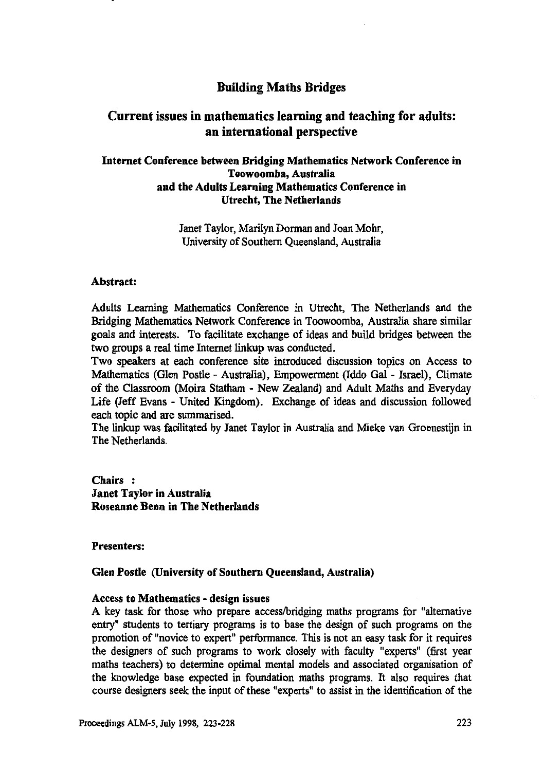# Building Maths Bridges

## Current issues in mathematics learning and teaching for adults: an international perspective

### Internet Conference between Bridging Mathematics Network Conference in Toowoomba, Australia and the Adults Learning Mathematics Conference in Utrecht, The Netherlands

Janet Taylor, Marilyn Dorman and Joan Mohr,
University of Southern Queensland, Australia

**Abstract:**

Adults Learning Mathematics Conference in Utrecht, The Netherlands and the Bridging Mathematics Network Conference in Toowoomba, Australia share similar goals and interests. To facilitate exchange of ideas and build bridges between the two groups a real time Internet linkup was conducted.

Two speakers at each conference site introduced discussion topics on Access to Mathematics (Glen Postle - Australia), Empowerment (Iddo Gal - Israel), Climate of the Classroom (Moira Statham - New Zealand) and Adult Maths and Everyday Life (Jeff Evans - United Kingdom). Exchange of ideas and discussion followed each topic and are summarised.

The linkup was facilitated by Janet Taylor in Australia and Mieke van Groenestijn in The Netherlands.

**Chairs :**
**Janet Taylor in Australia**
**Roseanne Benn in The Netherlands**

**Presenters:**

**Glen Postle (University of Southern Queensland, Australia)**

**Access to Mathematics - design issues**

A key task for those who prepare access/bridging maths programs for "alternative entry" students to tertiary programs is to base the design of such programs on the promotion of "novice to expert" performance. This is not an easy task for it requires the designers of such programs to work closely with faculty "experts" (first year maths teachers) to determine optimal mental models and associated organisation of the knowledge base expected in foundation maths programs. It also requires that course designers seek the input of these "experts" to assist in the identification of the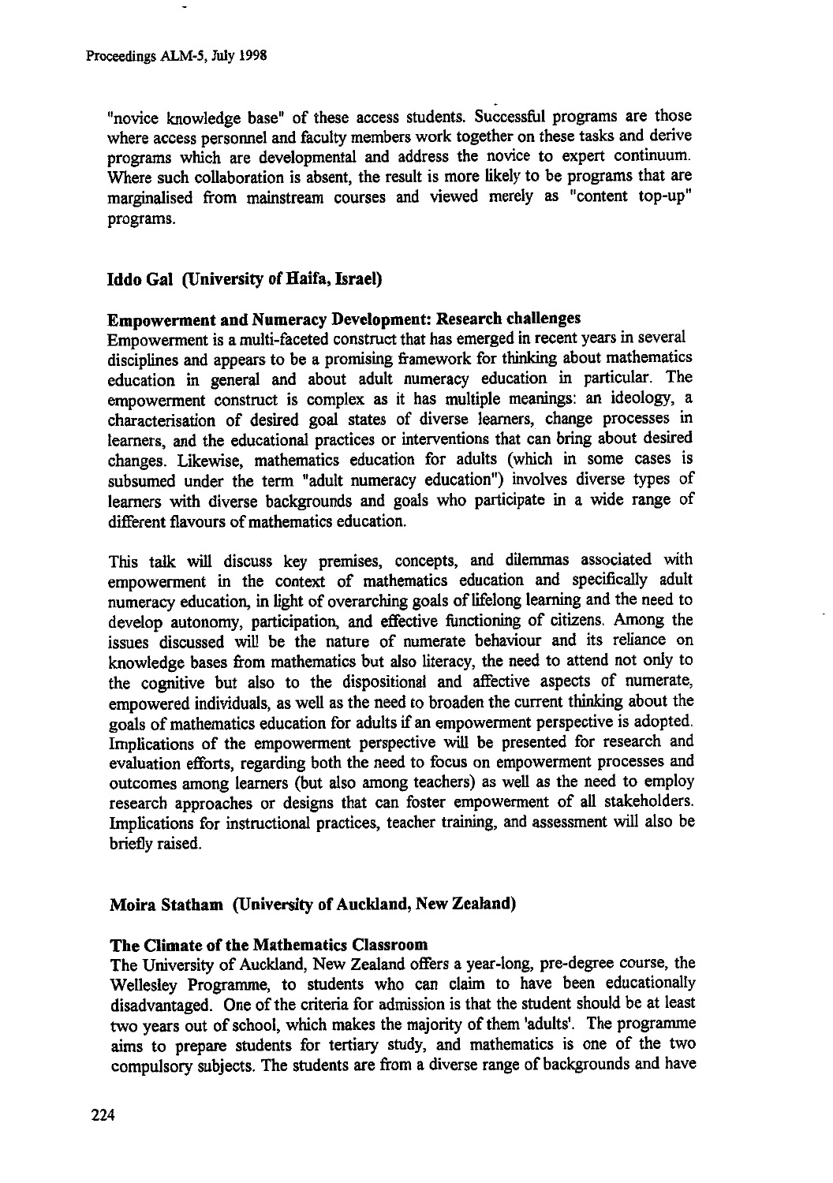"novice knowledge base" of these access students. Successful programs are those where access personnel and faculty members work together on these tasks and derive programs which are developmental and address the novice to expert continuum. Where such collaboration is absent, the result is more likely to be programs that are marginalised from mainstream courses and viewed merely as "content top-up" programs.

### Iddo Gal (University of Haifa, Israel)

#### Empowerment and Numeracy Development: Research challenges

Empowerment is a multi-faceted construct that has emerged in recent years in several disciplines and appears to be a promising framework for thinking about mathematics education in general and about adult numeracy education in particular. The empowerment construct is complex as it has multiple meanings: an ideology, a characterisation of desired goal states of diverse learners, change processes in learners, and the educational practices or interventions that can bring about desired changes. Likewise, mathematics education for adults (which in some cases is subsumed under the term "adult numeracy education") involves diverse types of learners with diverse backgrounds and goals who participate in a wide range of different flavours of mathematics education.

This talk will discuss key premises, concepts, and dilemmas associated with empowerment in the context of mathematics education and specifically adult numeracy education, in light of overarching goals of lifelong learning and the need to develop autonomy, participation, and effective functioning of citizens. Among the issues discussed will be the nature of numerate behaviour and its reliance on knowledge bases from mathematics but also literacy, the need to attend not only to the cognitive but also to the dispositional and affective aspects of numerate, empowered individuals, as well as the need to broaden the current thinking about the goals of mathematics education for adults if an empowerment perspective is adopted. Implications of the empowerment perspective will be presented for research and evaluation efforts, regarding both the need to focus on empowerment processes and outcomes among learners (but also among teachers) as well as the need to employ research approaches or designs that can foster empowerment of all stakeholders. Implications for instructional practices, teacher training, and assessment will also be briefly raised.

### Moira Statham (University of Auckland, New Zealand)

#### The Climate of the Mathematics Classroom

The University of Auckland, New Zealand offers a year-long, pre-degree course, the Wellesley Programme, to students who can claim to have been educationally disadvantaged. One of the criteria for admission is that the student should be at least two years out of school, which makes the majority of them 'adults'. The programme aims to prepare students for tertiary study, and mathematics is one of the two compulsory subjects. The students are from a diverse range of backgrounds and have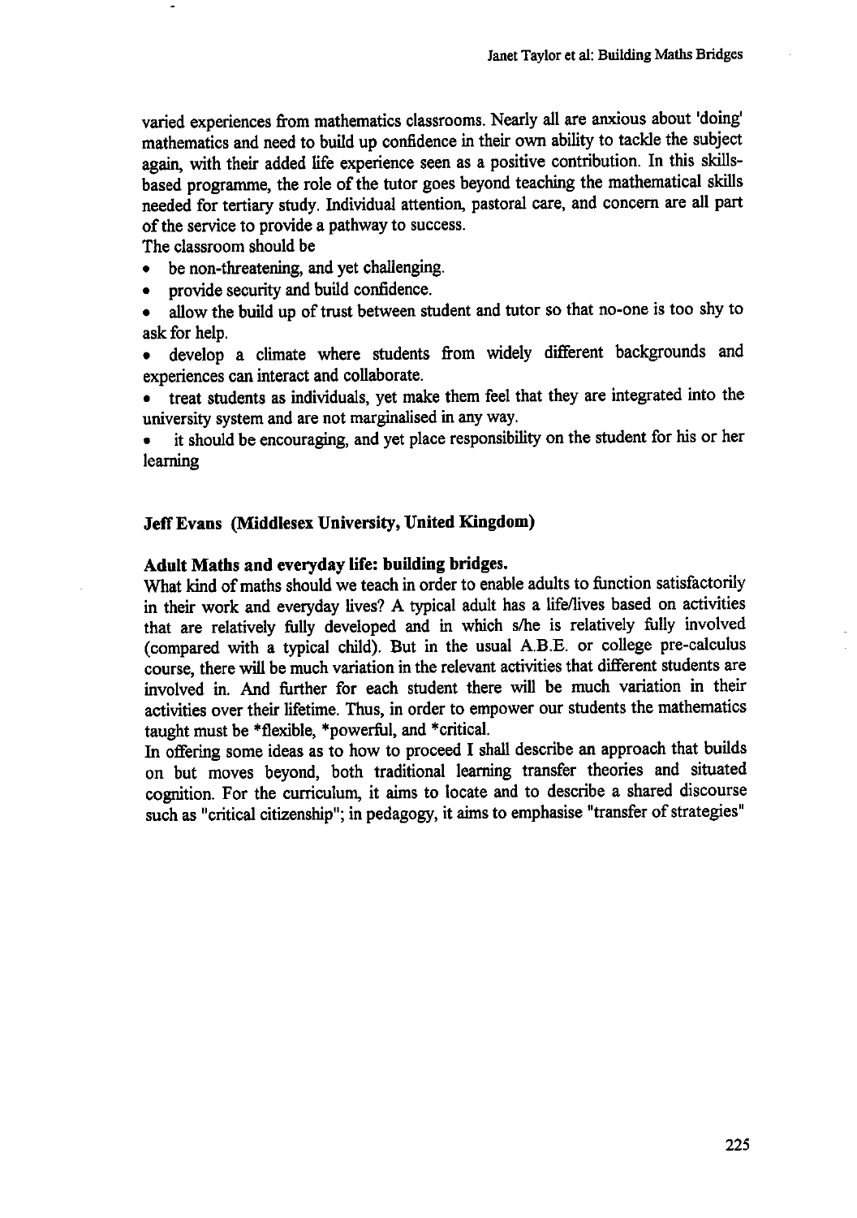varied experiences from mathematics classrooms. Nearly all are anxious about 'doing' mathematics and need to build up confidence in their own ability to tackle the subject again, with their added life experience seen as a positive contribution. In this skills-based programme, the role of the tutor goes beyond teaching the mathematical skills needed for tertiary study. Individual attention, pastoral care, and concern are all part of the service to provide a pathway to success.

The classroom should be

- be non-threatening, and yet challenging.
- provide security and build confidence.
- allow the build up of trust between student and tutor so that no-one is too shy to ask for help.
- develop a climate where students from widely different backgrounds and experiences can interact and collaborate.
- treat students as individuals, yet make them feel that they are integrated into the university system and are not marginalised in any way.
- it should be encouraging, and yet place responsibility on the student for his or her learning

**Jeff Evans (Middlesex University, United Kingdom)**

**Adult Maths and everyday life: building bridges.**

What kind of maths should we teach in order to enable adults to function satisfactorily in their work and everyday lives? A typical adult has a life/lives based on activities that are relatively fully developed and in which s/he is relatively fully involved (compared with a typical child). But in the usual A.B.E. or college pre-calculus course, there will be much variation in the relevant activities that different students are involved in. And further for each student there will be much variation in their activities over their lifetime. Thus, in order to empower our students the mathematics taught must be *flexible, *powerful, and *critical.

In offering some ideas as to how to proceed I shall describe an approach that builds on but moves beyond, both traditional learning transfer theories and situated cognition. For the curriculum, it aims to locate and to describe a shared discourse such as "critical citizenship"; in pedagogy, it aims to emphasise "transfer of strategies"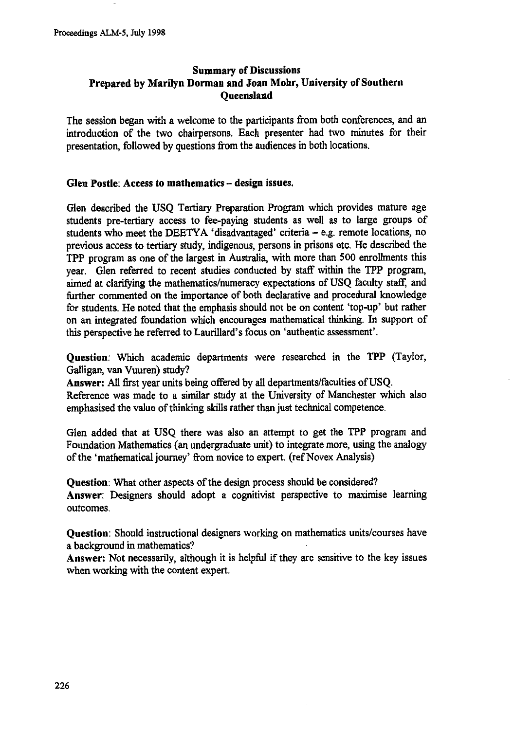## Summary of Discussions
## Prepared by Marilyn Dorman and Joan Mohr, University of Southern Queensland

The session began with a welcome to the participants from both conferences, and an introduction of the two chairpersons. Each presenter had two minutes for their presentation, followed by questions from the audiences in both locations.

### Glen Postle: Access to mathematics – design issues.

Glen described the USQ Tertiary Preparation Program which provides mature age students pre-tertiary access to fee-paying students as well as to large groups of students who meet the DEETYA 'disadvantaged' criteria – e.g. remote locations, no previous access to tertiary study, indigenous, persons in prisons etc. He described the TPP program as one of the largest in Australia, with more than 500 enrollments this year. Glen referred to recent studies conducted by staff within the TPP program, aimed at clarifying the mathematics/numeracy expectations of USQ faculty staff, and further commented on the importance of both declarative and procedural knowledge for students. He noted that the emphasis should not be on content 'top-up' but rather on an integrated foundation which encourages mathematical thinking. In support of this perspective he referred to Laurillard's focus on 'authentic assessment'.

**Question**: Which academic departments were researched in the TPP (Taylor, Galligan, van Vuuren) study?
**Answer:** All first year units being offered by all departments/faculties of USQ.
Reference was made to a similar study at the University of Manchester which also emphasised the value of thinking skills rather than just technical competence.

Glen added that at USQ there was also an attempt to get the TPP program and Foundation Mathematics (an undergraduate unit) to integrate more, using the analogy of the 'mathematical journey' from novice to expert. (ref Novex Analysis)

**Question**: What other aspects of the design process should be considered?
**Answer**: Designers should adopt a cognitivist perspective to maximise learning outcomes.

**Question**: Should instructional designers working on mathematics units/courses have a background in mathematics?
**Answer:** Not necessarily, although it is helpful if they are sensitive to the key issues when working with the content expert.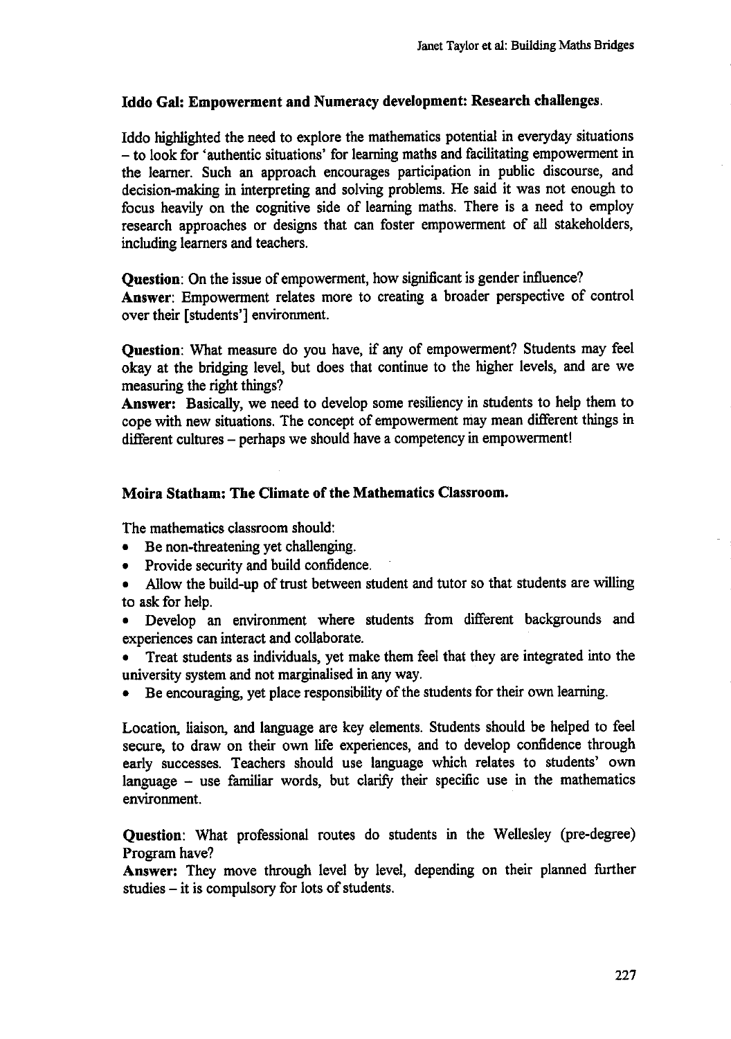### Iddo Gal: Empowerment and Numeracy development: Research challenges.

Iddo highlighted the need to explore the mathematics potential in everyday situations – to look for 'authentic situations' for learning maths and facilitating empowerment in the learner. Such an approach encourages participation in public discourse, and decision-making in interpreting and solving problems. He said it was not enough to focus heavily on the cognitive side of learning maths. There is a need to employ research approaches or designs that can foster empowerment of all stakeholders, including learners and teachers.

**Question**: On the issue of empowerment, how significant is gender influence?
**Answer**: Empowerment relates more to creating a broader perspective of control over their [students'] environment.

**Question**: What measure do you have, if any of empowerment? Students may feel okay at the bridging level, but does that continue to the higher levels, and are we measuring the right things?
**Answer:** Basically, we need to develop some resiliency in students to help them to cope with new situations. The concept of empowerment may mean different things in different cultures – perhaps we should have a competency in empowerment!

### Moira Statham: The Climate of the Mathematics Classroom.

The mathematics classroom should:

- Be non-threatening yet challenging.
- Provide security and build confidence.
- Allow the build-up of trust between student and tutor so that students are willing to ask for help.
- Develop an environment where students from different backgrounds and experiences can interact and collaborate.
- Treat students as individuals, yet make them feel that they are integrated into the university system and not marginalised in any way.
- Be encouraging, yet place responsibility of the students for their own learning.

Location, liaison, and language are key elements. Students should be helped to feel secure, to draw on their own life experiences, and to develop confidence through early successes. Teachers should use language which relates to students' own language – use familiar words, but clarify their specific use in the mathematics environment.

**Question**: What professional routes do students in the Wellesley (pre-degree) Program have?
**Answer:** They move through level by level, depending on their planned further studies – it is compulsory for lots of students.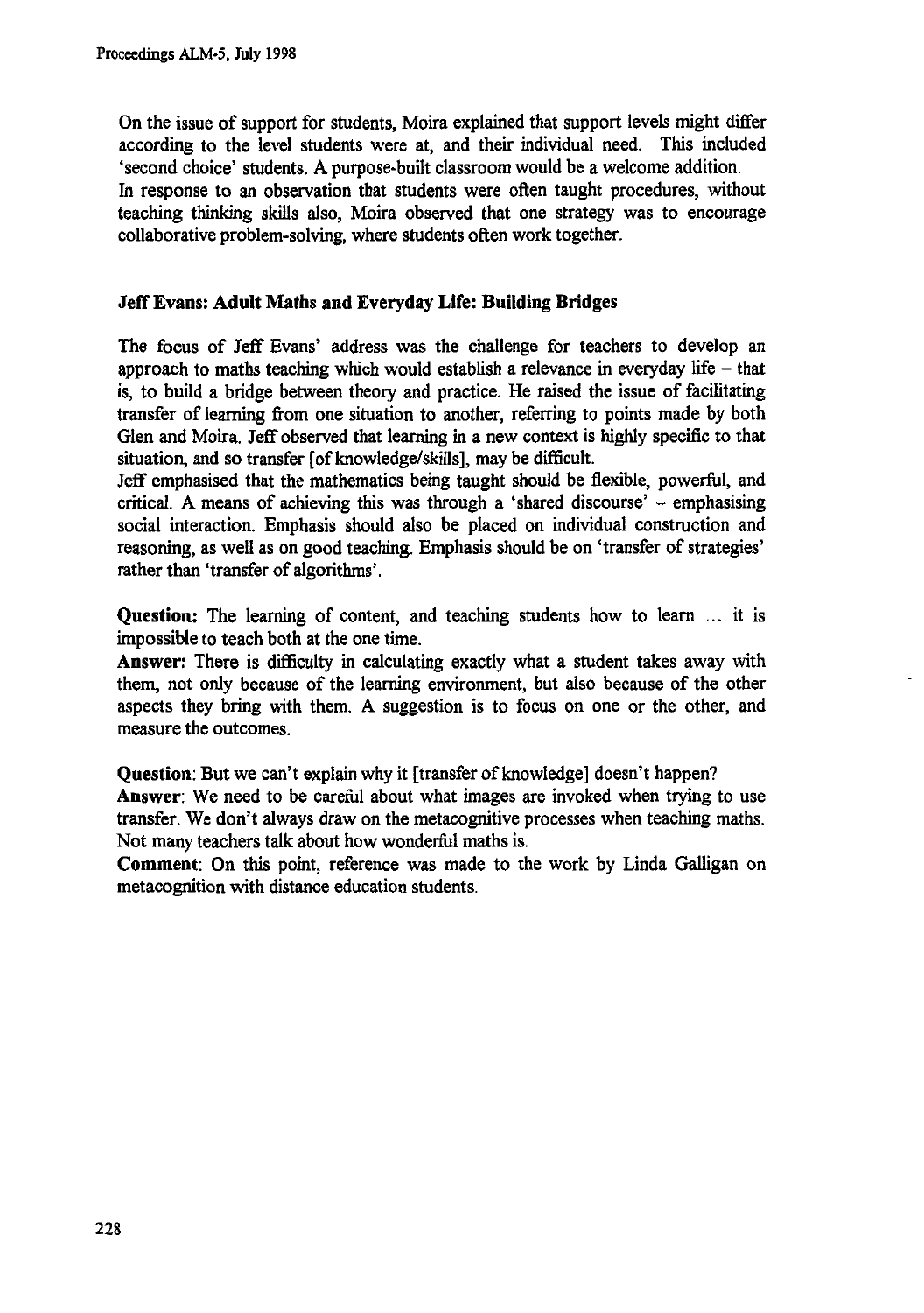On the issue of support for students, Moira explained that support levels might differ according to the level students were at, and their individual need. This included 'second choice' students. A purpose-built classroom would be a welcome addition.
In response to an observation that students were often taught procedures, without teaching thinking skills also, Moira observed that one strategy was to encourage collaborative problem-solving, where students often work together.

### Jeff Evans: Adult Maths and Everyday Life: Building Bridges

The focus of Jeff Evans' address was the challenge for teachers to develop an approach to maths teaching which would establish a relevance in everyday life – that is, to build a bridge between theory and practice. He raised the issue of facilitating transfer of learning from one situation to another, referring to points made by both Glen and Moira. Jeff observed that learning in a new context is highly specific to that situation, and so transfer [of knowledge/skills], may be difficult.
Jeff emphasised that the mathematics being taught should be flexible, powerful, and critical. A means of achieving this was through a 'shared discourse' – emphasising social interaction. Emphasis should also be placed on individual construction and reasoning, as well as on good teaching. Emphasis should be on 'transfer of strategies' rather than 'transfer of algorithms'.

**Question:** The learning of content, and teaching students how to learn ... it is impossible to teach both at the one time.
**Answer:** There is difficulty in calculating exactly what a student takes away with them, not only because of the learning environment, but also because of the other aspects they bring with them. A suggestion is to focus on one or the other, and measure the outcomes.

**Question**: But we can't explain why it [transfer of knowledge] doesn't happen?
**Answer**: We need to be careful about what images are invoked when trying to use transfer. We don't always draw on the metacognitive processes when teaching maths. Not many teachers talk about how wonderful maths is.
**Comment**: On this point, reference was made to the work by Linda Galligan on metacognition with distance education students.